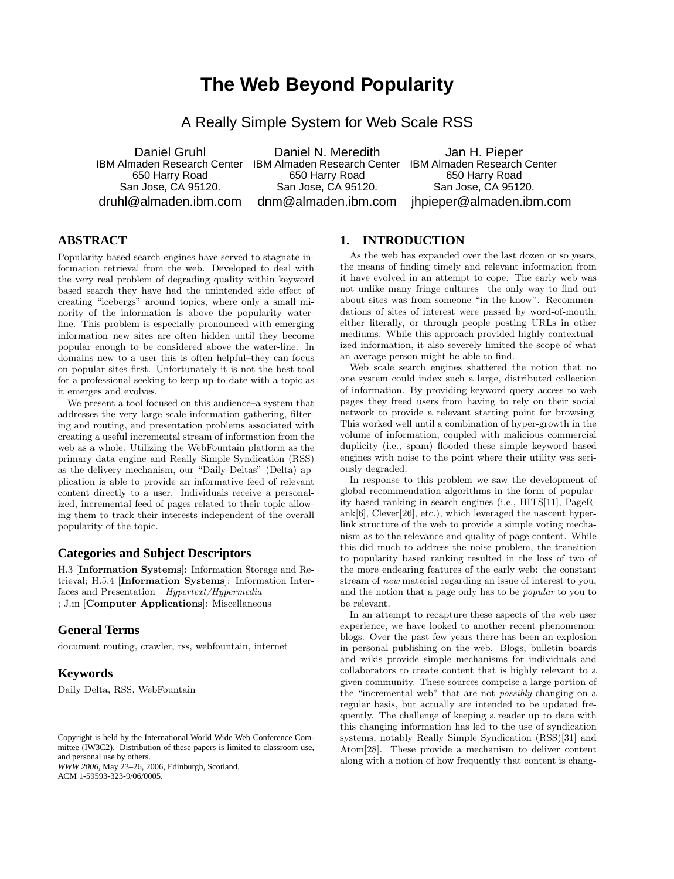# The Web Beyond Popularity

## A Really Simple System for Web Scale RSS

Daniel Gruhl
IBM Almaden Research Center
650 Harry Road
San Jose, CA 95120.
druhl@almaden.ibm.com

Daniel N. Meredith
IBM Almaden Research Center
650 Harry Road
San Jose, CA 95120.
dnm@almaden.ibm.com

Jan H. Pieper
IBM Almaden Research Center
650 Harry Road
San Jose, CA 95120.
jhpieper@almaden.ibm.com

## ABSTRACT

Popularity based search engines have served to stagnate information retrieval from the web. Developed to deal with the very real problem of degrading quality within keyword based search they have had the unintended side effect of creating "icebergs" around topics, where only a small minority of the information is above the popularity waterline. This problem is especially pronounced with emerging information–new sites are often hidden until they become popular enough to be considered above the water-line. In domains new to a user this is often helpful–they can focus on popular sites first. Unfortunately it is not the best tool for a professional seeking to keep up-to-date with a topic as it emerges and evolves.

We present a tool focused on this audience–a system that addresses the very large scale information gathering, filtering and routing, and presentation problems associated with creating a useful incremental stream of information from the web as a whole. Utilizing the WebFountain platform as the primary data engine and Really Simple Syndication (RSS) as the delivery mechanism, our "Daily Deltas" (Delta) application is able to provide an informative feed of relevant content directly to a user. Individuals receive a personalized, incremental feed of pages related to their topic allowing them to track their interests independent of the overall popularity of the topic.

### Categories and Subject Descriptors

H.3 [**Information Systems**]: Information Storage and Retrieval; H.5.4 [**Information Systems**]: Information Interfaces and Presentation—*Hypertext/Hypermedia*
; J.m [**Computer Applications**]: Miscellaneous

### General Terms

document routing, crawler, rss, webfountain, internet

### Keywords

Daily Delta, RSS, WebFountain

Copyright is held by the International World Wide Web Conference Committee (IW3C2). Distribution of these papers is limited to classroom use, and personal use by others.
*WWW 2006*, May 23–26, 2006, Edinburgh, Scotland.
ACM 1-59593-323-9/06/0005.

## 1. INTRODUCTION

As the web has expanded over the last dozen or so years, the means of finding timely and relevant information from it have evolved in an attempt to cope. The early web was not unlike many fringe cultures– the only way to find out about sites was from someone "in the know". Recommendations of sites of interest were passed by word-of-mouth, either literally, or through people posting URLs in other mediums. While this approach provided highly contextualized information, it also severely limited the scope of what an average person might be able to find.

Web scale search engines shattered the notion that no one system could index such a large, distributed collection of information. By providing keyword query access to web pages they freed users from having to rely on their social network to provide a relevant starting point for browsing. This worked well until a combination of hyper-growth in the volume of information, coupled with malicious commercial duplicity (i.e., spam) flooded these simple keyword based engines with noise to the point where their utility was seriously degraded.

In response to this problem we saw the development of global recommendation algorithms in the form of popularity based ranking in search engines (i.e., HITS[11], PageRank[6], Clever[26], etc.), which leveraged the nascent hyperlink structure of the web to provide a simple voting mechanism as to the relevance and quality of page content. While this did much to address the noise problem, the transition to popularity based ranking resulted in the loss of two of the more endearing features of the early web: the constant stream of *new* material regarding an issue of interest to you, and the notion that a page only has to be *popular* to you to be relevant.

In an attempt to recapture these aspects of the web user experience, we have looked to another recent phenomenon: blogs. Over the past few years there has been an explosion in personal publishing on the web. Blogs, bulletin boards and wikis provide simple mechanisms for individuals and collaborators to create content that is highly relevant to a given community. These sources comprise a large portion of the "incremental web" that are not *possibly* changing on a regular basis, but actually are intended to be updated frequently. The challenge of keeping a reader up to date with this changing information has led to the use of syndication systems, notably Really Simple Syndication (RSS)[31] and Atom[28]. These provide a mechanism to deliver content along with a notion of how frequently that content is chang-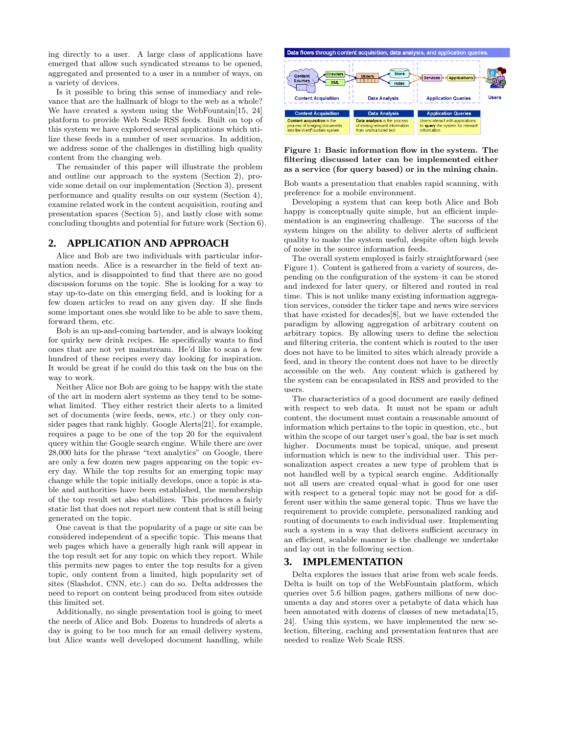ing directly to a user. A large class of applications have emerged that allow such syndicated streams to be opened, aggregated and presented to a user in a number of ways, on a variety of devices.

Is it possible to bring this sense of immediacy and relevance that are the hallmark of blogs to the web as a whole? We have created a system using the WebFountain[15, 24] platform to provide Web Scale RSS feeds. Built on top of this system we have explored several applications which utilize these feeds in a number of user scenarios. In addition, we address some of the challenges in distilling high quality content from the changing web.

The remainder of this paper will illustrate the problem and outline our approach to the system (Section 2), provide some detail on our implementation (Section 3), present performance and quality results on our system (Section 4), examine related work in the content acquisition, routing and presentation spaces (Section 5), and lastly close with some concluding thoughts and potential for future work (Section 6).

## 2. APPLICATION AND APPROACH

Alice and Bob are two individuals with particular information needs. Alice is a researcher in the field of text analytics, and is disappointed to find that there are no good discussion forums on the topic. She is looking for a way to stay up-to-date on this emerging field, and is looking for a few dozen articles to read on any given day. If she finds some important ones she would like to be able to save them, forward them, etc.

Bob is an up-and-coming bartender, and is always looking for quirky new drink recipes. He specifically wants to find ones that are not yet mainstream. He'd like to scan a few hundred of these recipes every day looking for inspiration. It would be great if he could do this task on the bus on the way to work.

Neither Alice nor Bob are going to be happy with the state of the art in modern alert systems as they tend to be somewhat limited. They either restrict their alerts to a limited set of documents (wire feeds, news, etc.) or they only consider pages that rank highly. Google Alerts[21], for example, requires a page to be one of the top 20 for the equivalent query within the Google search engine. While there are over 28,000 hits for the phrase "text analytics" on Google, there are only a few dozen new pages appearing on the topic every day. While the top results for an emerging topic may change while the topic initially develops, once a topic is stable and authorities have been established, the membership of the top result set also stabilizes. This produces a fairly static list that does not report new content that is still being generated on the topic.

One caveat is that the popularity of a page or site can be considered independent of a specific topic. This means that web pages which have a generally high rank will appear in the top result set for any topic on which they report. While this permits new pages to enter the top results for a given topic, only content from a limited, high popularity set of sites (Slashdot, CNN, etc.) can do so. Delta addresses the need to report on content being produced from sites outside this limited set.

Additionally, no single presentation tool is going to meet the needs of Alice and Bob. Dozens to hundreds of alerts a day is going to be too much for an email delivery system, but Alice wants well developed document handling, while Bob wants a presentation that enables rapid scanning, with preference for a mobile environment.

Data flows through content acquisition, data analysis, and application queries.

Content Sources
Crawlers
XML
Miners
Store
Index
Services
Applications
Users
Content Acquisition
Data Analysis
Application Queries

Content Acquisition: Content acquisition is the process of bringing documents into the WebFountain system.
Data Analysis: Data analysis is the process of mining relevant information from unstructured text.
Application Queries: Users interact with applications to query the system for relevant information.

**Figure 1: Basic information flow in the system. The filtering discussed later can be implemented either as a service (for query based) or in the mining chain.**

Developing a system that can keep both Alice and Bob happy is conceptually quite simple, but an efficient implementation is an engineering challenge. The success of the system hinges on the ability to deliver alerts of sufficient quality to make the system useful, despite often high levels of noise in the source information feeds.

The overall system employed is fairly straightforward (see Figure 1). Content is gathered from a variety of sources, depending on the configuration of the system–it can be stored and indexed for later query, or filtered and routed in real time. This is not unlike many existing information aggregation services, consider the ticker tape and news wire services that have existed for decades[8], but we have extended the paradigm by allowing aggregation of arbitrary content on arbitrary topics. By allowing users to define the selection and filtering criteria, the content which is routed to the user does not have to be limited to sites which already provide a feed, and in theory the content does not have to be directly accessible on the web. Any content which is gathered by the system can be encapsulated in RSS and provided to the users.

The characteristics of a good document are easily defined with respect to web data. It must not be spam or adult content, the document must contain a reasonable amount of information which pertains to the topic in question, etc., but within the scope of our target user's goal, the bar is set much higher. Documents must be topical, unique, and present information which is new to the individual user. This personalization aspect creates a new type of problem that is not handled well by a typical search engine. Additionally not all users are created equal–what is good for one user with respect to a general topic may not be good for a different user within the same general topic. Thus we have the requirement to provide complete, personalized ranking and routing of documents to each individual user. Implementing such a system in a way that delivers sufficient accuracy in an efficient, scalable manner is the challenge we undertake and lay out in the following section.

## 3. IMPLEMENTATION

Delta explores the issues that arise from web scale feeds. Delta is built on top of the WebFountain platform, which queries over 5.6 billion pages, gathers millions of new documents a day and stores over a petabyte of data which has been annotated with dozens of classes of new metadata[15, 24]. Using this system, we have implemented the new selection, filtering, caching and presentation features that are needed to realize Web Scale RSS.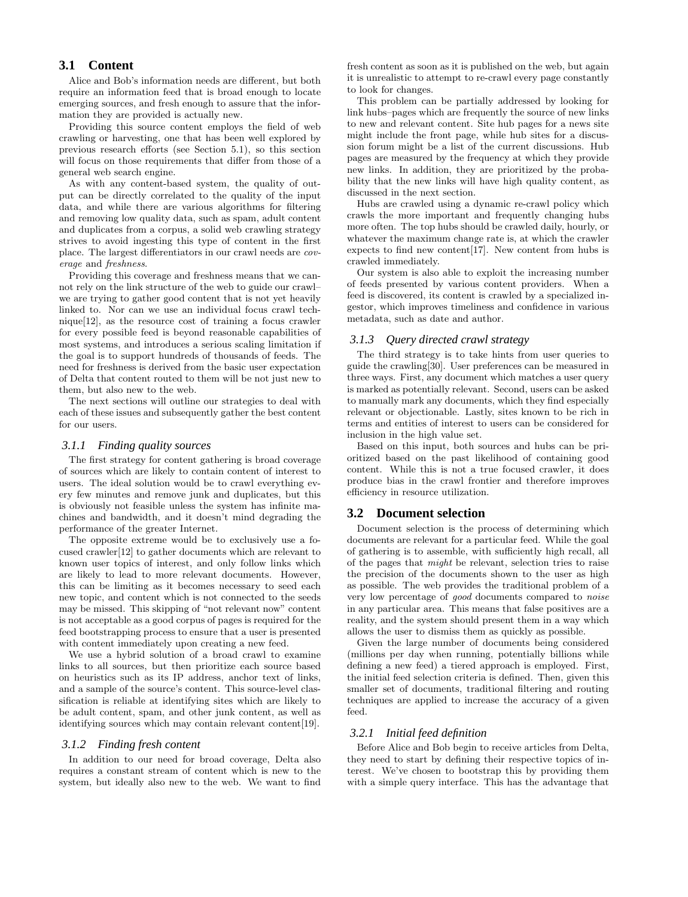## 3.1 Content

Alice and Bob's information needs are different, but both require an information feed that is broad enough to locate emerging sources, and fresh enough to assure that the information they are provided is actually new.

Providing this source content employs the field of web crawling or harvesting, one that has been well explored by previous research efforts (see Section 5.1), so this section will focus on those requirements that differ from those of a general web search engine.

As with any content-based system, the quality of output can be directly correlated to the quality of the input data, and while there are various algorithms for filtering and removing low quality data, such as spam, adult content and duplicates from a corpus, a solid web crawling strategy strives to avoid ingesting this type of content in the first place. The largest differentiators in our crawl needs are *coverage* and *freshness*.

Providing this coverage and freshness means that we cannot rely on the link structure of the web to guide our crawl–we are trying to gather good content that is not yet heavily linked to. Nor can we use an individual focus crawl technique[12], as the resource cost of training a focus crawler for every possible feed is beyond reasonable capabilities of most systems, and introduces a serious scaling limitation if the goal is to support hundreds of thousands of feeds. The need for freshness is derived from the basic user expectation of Delta that content routed to them will be not just new to them, but also new to the web.

The next sections will outline our strategies to deal with each of these issues and subsequently gather the best content for our users.

### 3.1.1 Finding quality sources

The first strategy for content gathering is broad coverage of sources which are likely to contain content of interest to users. The ideal solution would be to crawl everything every few minutes and remove junk and duplicates, but this is obviously not feasible unless the system has infinite machines and bandwidth, and it doesn't mind degrading the performance of the greater Internet.

The opposite extreme would be to exclusively use a focused crawler[12] to gather documents which are relevant to known user topics of interest, and only follow links which are likely to lead to more relevant documents. However, this can be limiting as it becomes necessary to seed each new topic, and content which is not connected to the seeds may be missed. This skipping of "not relevant now" content is not acceptable as a good corpus of pages is required for the feed bootstrapping process to ensure that a user is presented with content immediately upon creating a new feed.

We use a hybrid solution of a broad crawl to examine links to all sources, but then prioritize each source based on heuristics such as its IP address, anchor text of links, and a sample of the source's content. This source-level classification is reliable at identifying sites which are likely to be adult content, spam, and other junk content, as well as identifying sources which may contain relevant content[19].

### 3.1.2 Finding fresh content

In addition to our need for broad coverage, Delta also requires a constant stream of content which is new to the system, but ideally also new to the web. We want to find fresh content as soon as it is published on the web, but again it is unrealistic to attempt to re-crawl every page constantly to look for changes.

This problem can be partially addressed by looking for link hubs–pages which are frequently the source of new links to new and relevant content. Site hub pages for a news site might include the front page, while hub sites for a discussion forum might be a list of the current discussions. Hub pages are measured by the frequency at which they provide new links. In addition, they are prioritized by the probability that the new links will have high quality content, as discussed in the next section.

Hubs are crawled using a dynamic re-crawl policy which crawls the more important and frequently changing hubs more often. The top hubs should be crawled daily, hourly, or whatever the maximum change rate is, at which the crawler expects to find new content[17]. New content from hubs is crawled immediately.

Our system is also able to exploit the increasing number of feeds presented by various content providers. When a feed is discovered, its content is crawled by a specialized ingestor, which improves timeliness and confidence in various metadata, such as date and author.

### 3.1.3 Query directed crawl strategy

The third strategy is to take hints from user queries to guide the crawling[30]. User preferences can be measured in three ways. First, any document which matches a user query is marked as potentially relevant. Second, users can be asked to manually mark any documents, which they find especially relevant or objectionable. Lastly, sites known to be rich in terms and entities of interest to users can be considered for inclusion in the high value set.

Based on this input, both sources and hubs can be prioritized based on the past likelihood of containing good content. While this is not a true focused crawler, it does produce bias in the crawl frontier and therefore improves efficiency in resource utilization.

## 3.2 Document selection

Document selection is the process of determining which documents are relevant for a particular feed. While the goal of gathering is to assemble, with sufficiently high recall, all of the pages that *might* be relevant, selection tries to raise the precision of the documents shown to the user as high as possible. The web provides the traditional problem of a very low percentage of *good* documents compared to *noise* in any particular area. This means that false positives are a reality, and the system should present them in a way which allows the user to dismiss them as quickly as possible.

Given the large number of documents being considered (millions per day when running, potentially billions while defining a new feed) a tiered approach is employed. First, the initial feed selection criteria is defined. Then, given this smaller set of documents, traditional filtering and routing techniques are applied to increase the accuracy of a given feed.

### 3.2.1 Initial feed definition

Before Alice and Bob begin to receive articles from Delta, they need to start by defining their respective topics of interest. We've chosen to bootstrap this by providing them with a simple query interface. This has the advantage that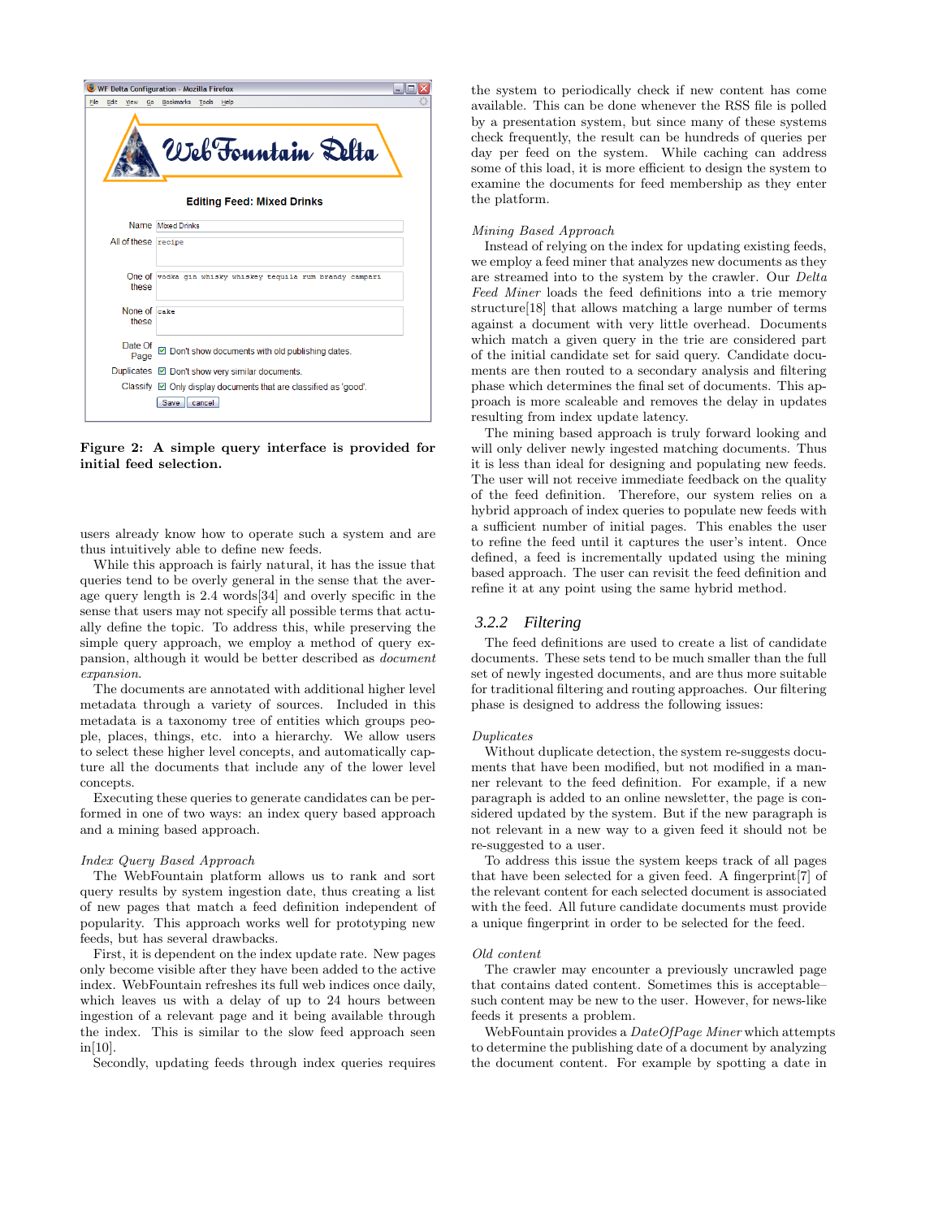Figure 2: A simple query interface is provided for initial feed selection.

users already know how to operate such a system and are thus intuitively able to define new feeds.

While this approach is fairly natural, it has the issue that queries tend to be overly general in the sense that the average query length is 2.4 words[34] and overly specific in the sense that users may not specify all possible terms that actually define the topic. To address this, while preserving the simple query approach, we employ a method of query expansion, although it would be better described as *document expansion*.

The documents are annotated with additional higher level metadata through a variety of sources. Included in this metadata is a taxonomy tree of entities which groups people, places, things, etc. into a hierarchy. We allow users to select these higher level concepts, and automatically capture all the documents that include any of the lower level concepts.

Executing these queries to generate candidates can be performed in one of two ways: an index query based approach and a mining based approach.

*Index Query Based Approach*

The WebFountain platform allows us to rank and sort query results by system ingestion date, thus creating a list of new pages that match a feed definition independent of popularity. This approach works well for prototyping new feeds, but has several drawbacks.

First, it is dependent on the index update rate. New pages only become visible after they have been added to the active index. WebFountain refreshes its full web indices once daily, which leaves us with a delay of up to 24 hours between ingestion of a relevant page and it being available through the index. This is similar to the slow feed approach seen in[10].

Secondly, updating feeds through index queries requires the system to periodically check if new content has come available. This can be done whenever the RSS file is polled by a presentation system, but since many of these systems check frequently, the result can be hundreds of queries per day per feed on the system. While caching can address some of this load, it is more efficient to design the system to examine the documents for feed membership as they enter the platform.

*Mining Based Approach*

Instead of relying on the index for updating existing feeds, we employ a feed miner that analyzes new documents as they are streamed into to the system by the crawler. Our *Delta Feed Miner* loads the feed definitions into a trie memory structure[18] that allows matching a large number of terms against a document with very little overhead. Documents which match a given query in the trie are considered part of the initial candidate set for said query. Candidate documents are then routed to a secondary analysis and filtering phase which determines the final set of documents. This approach is more scaleable and removes the delay in updates resulting from index update latency.

The mining based approach is truly forward looking and will only deliver newly ingested matching documents. Thus it is less than ideal for designing and populating new feeds. The user will not receive immediate feedback on the quality of the feed definition. Therefore, our system relies on a hybrid approach of index queries to populate new feeds with a sufficient number of initial pages. This enables the user to refine the feed until it captures the user's intent. Once defined, a feed is incrementally updated using the mining based approach. The user can revisit the feed definition and refine it at any point using the same hybrid method.

### 3.2.2 Filtering

The feed definitions are used to create a list of candidate documents. These sets tend to be much smaller than the full set of newly ingested documents, and are thus more suitable for traditional filtering and routing approaches. Our filtering phase is designed to address the following issues:

*Duplicates*

Without duplicate detection, the system re-suggests documents that have been modified, but not modified in a manner relevant to the feed definition. For example, if a new paragraph is added to an online newsletter, the page is considered updated by the system. But if the new paragraph is not relevant in a new way to a given feed it should not be re-suggested to a user.

To address this issue the system keeps track of all pages that have been selected for a given feed. A fingerprint[7] of the relevant content for each selected document is associated with the feed. All future candidate documents must provide a unique fingerprint in order to be selected for the feed.

*Old content*

The crawler may encounter a previously uncrawled page that contains dated content. Sometimes this is acceptable–such content may be new to the user. However, for news-like feeds it presents a problem.

WebFountain provides a *DateOfPage Miner* which attempts to determine the publishing date of a document by analyzing the document content. For example by spotting a date in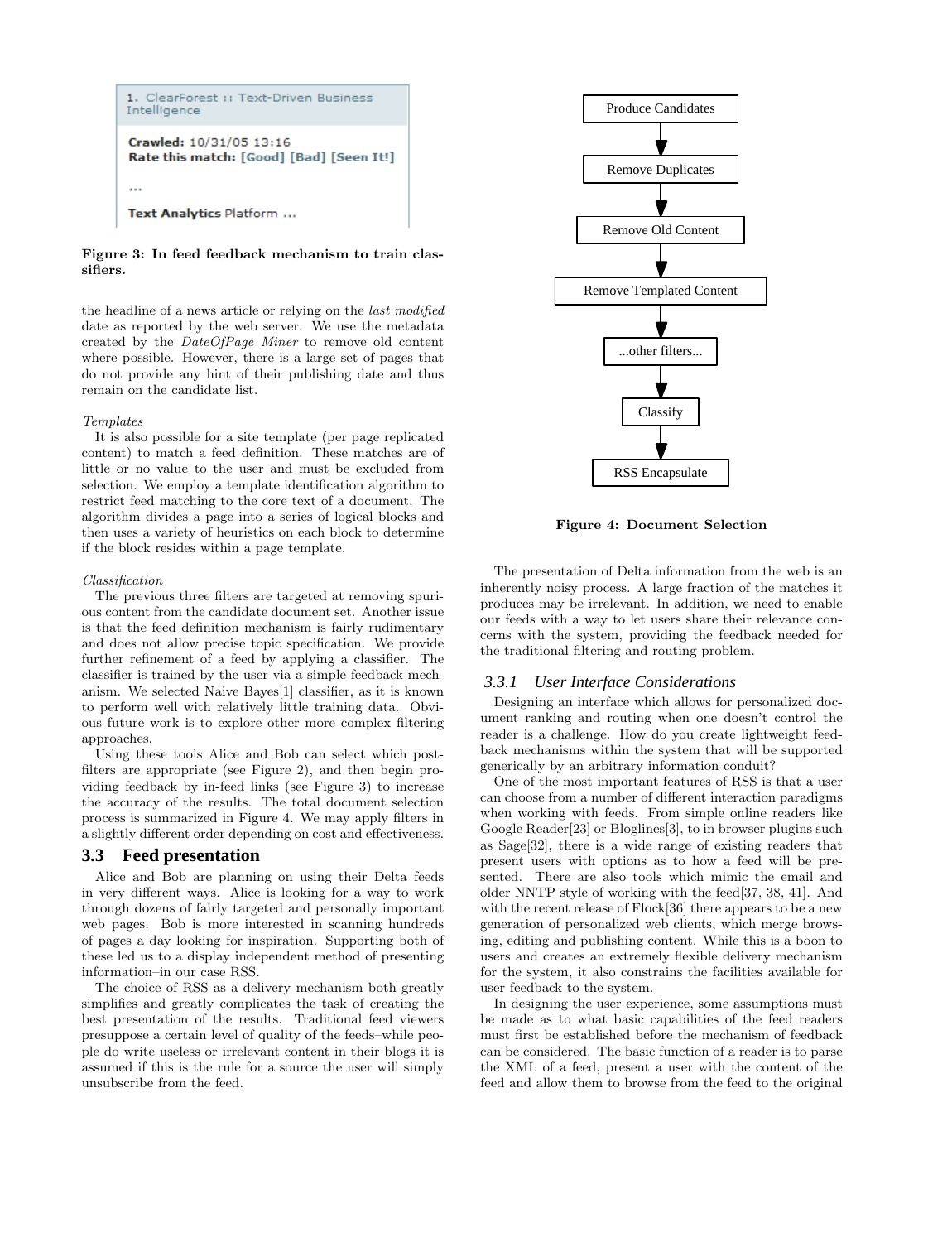1. ClearForest :: Text-Driven Business Intelligence

**Crawled:** 10/31/05 13:16
**Rate this match:** [Good] [Bad] [Seen It!]

...

**Text Analytics** Platform ...

**Figure 3: In feed feedback mechanism to train classifiers.**

the headline of a news article or relying on the *last modified* date as reported by the web server. We use the metadata created by the *DateOfPage Miner* to remove old content where possible. However, there is a large set of pages that do not provide any hint of their publishing date and thus remain on the candidate list.

*Templates*

It is also possible for a site template (per page replicated content) to match a feed definition. These matches are of little or no value to the user and must be excluded from selection. We employ a template identification algorithm to restrict feed matching to the core text of a document. The algorithm divides a page into a series of logical blocks and then uses a variety of heuristics on each block to determine if the block resides within a page template.

*Classification*

The previous three filters are targeted at removing spurious content from the candidate document set. Another issue is that the feed definition mechanism is fairly rudimentary and does not allow precise topic specification. We provide further refinement of a feed by applying a classifier. The classifier is trained by the user via a simple feedback mechanism. We selected Naive Bayes[1] classifier, as it is known to perform well with relatively little training data. Obvious future work is to explore other more complex filtering approaches.

Using these tools Alice and Bob can select which post-filters are appropriate (see Figure 2), and then begin providing feedback by in-feed links (see Figure 3) to increase the accuracy of the results. The total document selection process is summarized in Figure 4. We may apply filters in a slightly different order depending on cost and effectiveness.

## 3.3 Feed presentation

Alice and Bob are planning on using their Delta feeds in very different ways. Alice is looking for a way to work through dozens of fairly targeted and personally important web pages. Bob is more interested in scanning hundreds of pages a day looking for inspiration. Supporting both of these led us to a display independent method of presenting information–in our case RSS.

The choice of RSS as a delivery mechanism both greatly simplifies and greatly complicates the task of creating the best presentation of the results. Traditional feed viewers presuppose a certain level of quality of the feeds–while people do write useless or irrelevant content in their blogs it is assumed if this is the rule for a source the user will simply unsubscribe from the feed.

Produce Candidates → Remove Duplicates → Remove Old Content → Remove Templated Content → ...other filters... → Classify → RSS Encapsulate

**Figure 4: Document Selection**

The presentation of Delta information from the web is an inherently noisy process. A large fraction of the matches it produces may be irrelevant. In addition, we need to enable our feeds with a way to let users share their relevance concerns with the system, providing the feedback needed for the traditional filtering and routing problem.

### 3.3.1 User Interface Considerations

Designing an interface which allows for personalized document ranking and routing when one doesn't control the reader is a challenge. How do you create lightweight feedback mechanisms within the system that will be supported generically by an arbitrary information conduit?

One of the most important features of RSS is that a user can choose from a number of different interaction paradigms when working with feeds. From simple online readers like Google Reader[23] or Bloglines[3], to in browser plugins such as Sage[32], there is a wide range of existing readers that present users with options as to how a feed will be presented. There are also tools which mimic the email and older NNTP style of working with the feed[37, 38, 41]. And with the recent release of Flock[36] there appears to be a new generation of personalized web clients, which merge browsing, editing and publishing content. While this is a boon to users and creates an extremely flexible delivery mechanism for the system, it also constrains the facilities available for user feedback to the system.

In designing the user experience, some assumptions must be made as to what basic capabilities of the feed readers must first be established before the mechanism of feedback can be considered. The basic function of a reader is to parse the XML of a feed, present a user with the content of the feed and allow them to browse from the feed to the original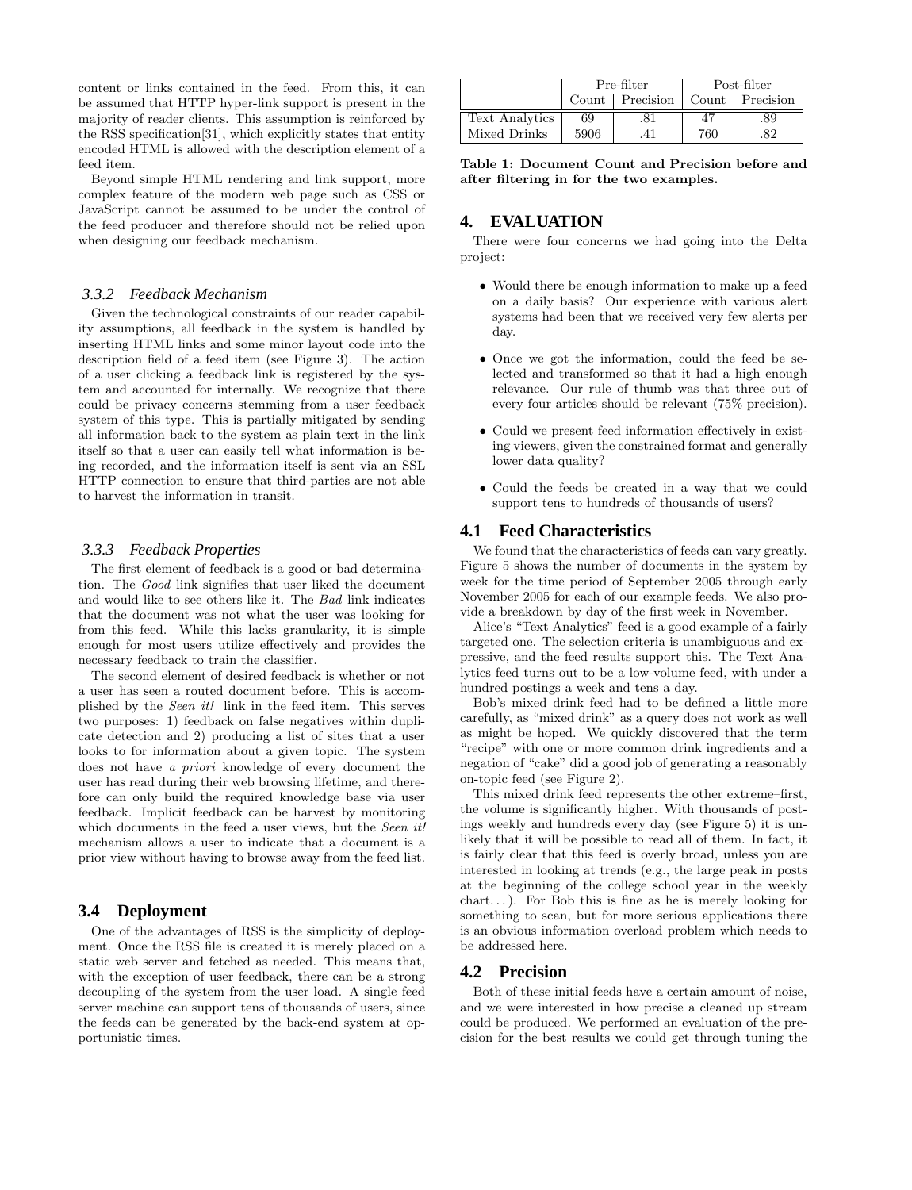content or links contained in the feed. From this, it can be assumed that HTTP hyper-link support is present in the majority of reader clients. This assumption is reinforced by the RSS specification[31], which explicitly states that entity encoded HTML is allowed with the description element of a feed item.

Beyond simple HTML rendering and link support, more complex feature of the modern web page such as CSS or JavaScript cannot be assumed to be under the control of the feed producer and therefore should not be relied upon when designing our feedback mechanism.

### 3.3.2 Feedback Mechanism

Given the technological constraints of our reader capability assumptions, all feedback in the system is handled by inserting HTML links and some minor layout code into the description field of a feed item (see Figure 3). The action of a user clicking a feedback link is registered by the system and accounted for internally. We recognize that there could be privacy concerns stemming from a user feedback system of this type. This is partially mitigated by sending all information back to the system as plain text in the link itself so that a user can easily tell what information is being recorded, and the information itself is sent via an SSL HTTP connection to ensure that third-parties are not able to harvest the information in transit.

### 3.3.3 Feedback Properties

The first element of feedback is a good or bad determination. The *Good* link signifies that user liked the document and would like to see others like it. The *Bad* link indicates that the document was not what the user was looking for from this feed. While this lacks granularity, it is simple enough for most users utilize effectively and provides the necessary feedback to train the classifier.

The second element of desired feedback is whether or not a user has seen a routed document before. This is accomplished by the *Seen it!* link in the feed item. This serves two purposes: 1) feedback on false negatives within duplicate detection and 2) producing a list of sites that a user looks to for information about a given topic. The system does not have *a priori* knowledge of every document the user has read during their web browsing lifetime, and therefore can only build the required knowledge base via user feedback. Implicit feedback can be harvest by monitoring which documents in the feed a user views, but the *Seen it!* mechanism allows a user to indicate that a document is a prior view without having to browse away from the feed list.

## 3.4 Deployment

One of the advantages of RSS is the simplicity of deployment. Once the RSS file is created it is merely placed on a static web server and fetched as needed. This means that, with the exception of user feedback, there can be a strong decoupling of the system from the user load. A single feed server machine can support tens of thousands of users, since the feeds can be generated by the back-end system at opportunistic times.

| | Pre-filter | | Post-filter | |
|---|---|---|---|---|
| | Count | Precision | Count | Precision |
| Text Analytics | 69 | .81 | 47 | .89 |
| Mixed Drinks | 5906 | .41 | 760 | .82 |

**Table 1: Document Count and Precision before and after filtering in for the two examples.**

# 4. EVALUATION

There were four concerns we had going into the Delta project:

- Would there be enough information to make up a feed on a daily basis? Our experience with various alert systems had been that we received very few alerts per day.
- Once we got the information, could the feed be selected and transformed so that it had a high enough relevance. Our rule of thumb was that three out of every four articles should be relevant (75% precision).
- Could we present feed information effectively in existing viewers, given the constrained format and generally lower data quality?
- Could the feeds be created in a way that we could support tens to hundreds of thousands of users?

## 4.1 Feed Characteristics

We found that the characteristics of feeds can vary greatly. Figure 5 shows the number of documents in the system by week for the time period of September 2005 through early November 2005 for each of our example feeds. We also provide a breakdown by day of the first week in November.

Alice's "Text Analytics" feed is a good example of a fairly targeted one. The selection criteria is unambiguous and expressive, and the feed results support this. The Text Analytics feed turns out to be a low-volume feed, with under a hundred postings a week and tens a day.

Bob's mixed drink feed had to be defined a little more carefully, as "mixed drink" as a query does not work as well as might be hoped. We quickly discovered that the term "recipe" with one or more common drink ingredients and a negation of "cake" did a good job of generating a reasonably on-topic feed (see Figure 2).

This mixed drink feed represents the other extreme–first, the volume is significantly higher. With thousands of postings weekly and hundreds every day (see Figure 5) it is unlikely that it will be possible to read all of them. In fact, it is fairly clear that this feed is overly broad, unless you are interested in looking at trends (e.g., the large peak in posts at the beginning of the college school year in the weekly chart. . . ). For Bob this is fine as he is merely looking for something to scan, but for more serious applications there is an obvious information overload problem which needs to be addressed here.

## 4.2 Precision

Both of these initial feeds have a certain amount of noise, and we were interested in how precise a cleaned up stream could be produced. We performed an evaluation of the precision for the best results we could get through tuning the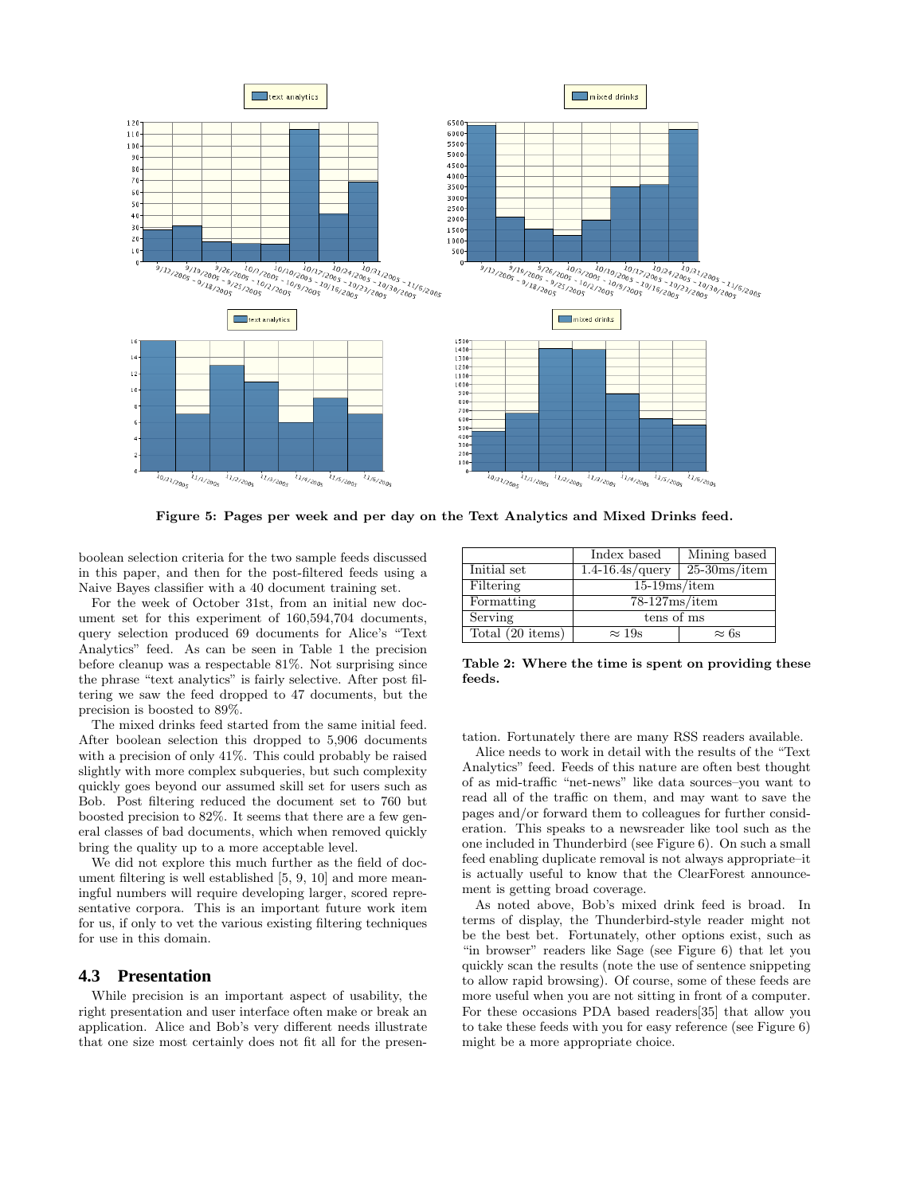Figure 5: Pages per week and per day on the Text Analytics and Mixed Drinks feed.

boolean selection criteria for the two sample feeds discussed in this paper, and then for the post-filtered feeds using a Naive Bayes classifier with a 40 document training set.

For the week of October 31st, from an initial new document set for this experiment of 160,594,704 documents, query selection produced 69 documents for Alice's "Text Analytics" feed. As can be seen in Table 1 the precision before cleanup was a respectable 81%. Not surprising since the phrase "text analytics" is fairly selective. After post filtering we saw the feed dropped to 47 documents, but the precision is boosted to 89%.

The mixed drinks feed started from the same initial feed. After boolean selection this dropped to 5,906 documents with a precision of only 41%. This could probably be raised slightly with more complex subqueries, but such complexity quickly goes beyond our assumed skill set for users such as Bob. Post filtering reduced the document set to 760 but boosted precision to 82%. It seems that there are a few general classes of bad documents, which when removed quickly bring the quality up to a more acceptable level.

We did not explore this much further as the field of document filtering is well established [5, 9, 10] and more meaningful numbers will require developing larger, scored representative corpora. This is an important future work item for us, if only to vet the various existing filtering techniques for use in this domain.

### 4.3 Presentation

While precision is an important aspect of usability, the right presentation and user interface often make or break an application. Alice and Bob's very different needs illustrate that one size most certainly does not fit all for the presentation. Fortunately there are many RSS readers available.

|  | Index based | Mining based |
|---|---|---|
| Initial set | 1.4-16.4s/query | 25-30ms/item |
| Filtering | 15-19ms/item | |
| Formatting | 78-127ms/item | |
| Serving | tens of ms | |
| Total (20 items) | ≈ 19s | ≈ 6s |

Table 2: Where the time is spent on providing these feeds.

Alice needs to work in detail with the results of the "Text Analytics" feed. Feeds of this nature are often best thought of as mid-traffic "net-news" like data sources–you want to read all of the traffic on them, and may want to save the pages and/or forward them to colleagues for further consideration. This speaks to a newsreader like tool such as the one included in Thunderbird (see Figure 6). On such a small feed enabling duplicate removal is not always appropriate–it is actually useful to know that the ClearForest announcement is getting broad coverage.

As noted above, Bob's mixed drink feed is broad. In terms of display, the Thunderbird-style reader might not be the best bet. Fortunately, other options exist, such as "in browser" readers like Sage (see Figure 6) that let you quickly scan the results (note the use of sentence snippeting to allow rapid browsing). Of course, some of these feeds are more useful when you are not sitting in front of a computer. For these occasions PDA based readers[35] that allow you to take these feeds with you for easy reference (see Figure 6) might be a more appropriate choice.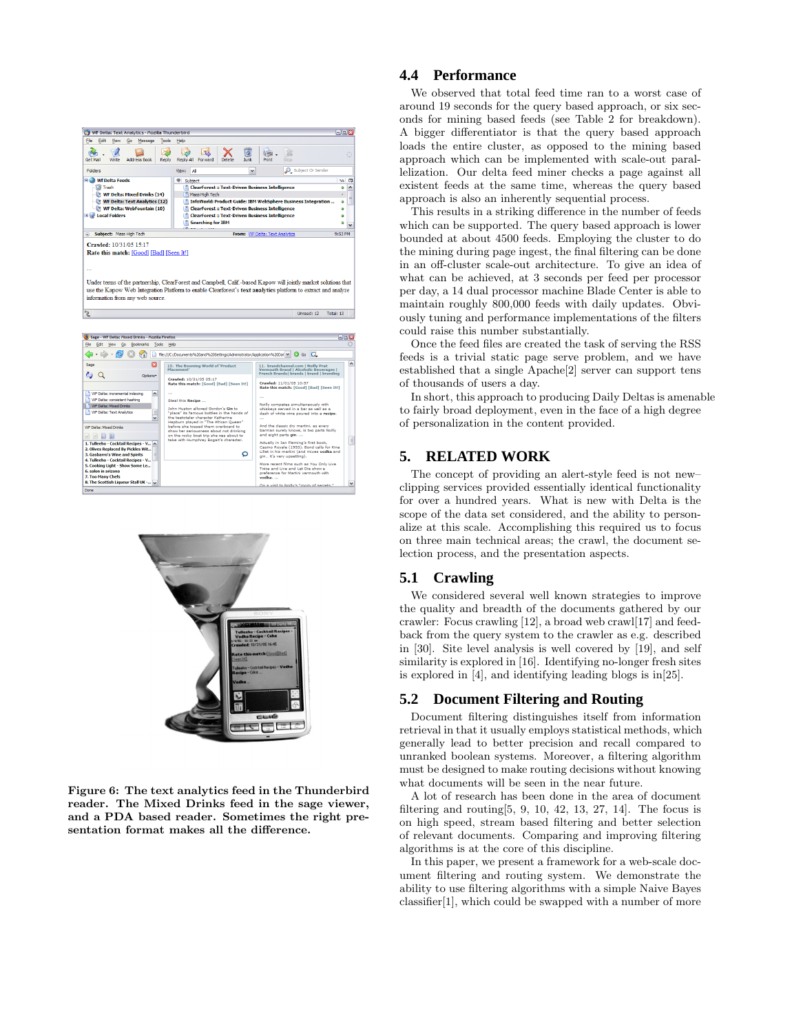Figure 6: The text analytics feed in the Thunderbird reader. The Mixed Drinks feed in the sage viewer, and a PDA based reader. Sometimes the right presentation format makes all the difference.

## 4.4 Performance

We observed that total feed time ran to a worst case of around 19 seconds for the query based approach, or six seconds for mining based feeds (see Table 2 for breakdown). A bigger differentiator is that the query based approach loads the entire cluster, as opposed to the mining based approach which can be implemented with scale-out parallelization. Our delta feed miner checks a page against all existent feeds at the same time, whereas the query based approach is also an inherently sequential process.

This results in a striking difference in the number of feeds which can be supported. The query based approach is lower bounded at about 4500 feeds. Employing the cluster to do the mining during page ingest, the final filtering can be done in an off-cluster scale-out architecture. To give an idea of what can be achieved, at 3 seconds per feed per processor per day, a 14 dual processor machine Blade Center is able to maintain roughly 800,000 feeds with daily updates. Obviously tuning and performance implementations of the filters could raise this number substantially.

Once the feed files are created the task of serving the RSS feeds is a trivial static page serve problem, and we have established that a single Apache[2] server can support tens of thousands of users a day.

In short, this approach to producing Daily Deltas is amenable to fairly broad deployment, even in the face of a high degree of personalization in the content provided.

# 5. RELATED WORK

The concept of providing an alert-style feed is not new–clipping services provided essentially identical functionality for over a hundred years. What is new with Delta is the scope of the data set considered, and the ability to personalize at this scale. Accomplishing this required us to focus on three main technical areas; the crawl, the document selection process, and the presentation aspects.

## 5.1 Crawling

We considered several well known strategies to improve the quality and breadth of the documents gathered by our crawler: Focus crawling [12], a broad web crawl[17] and feedback from the query system to the crawler as e.g. described in [30]. Site level analysis is well covered by [19], and self similarity is explored in [16]. Identifying no-longer fresh sites is explored in [4], and identifying leading blogs is in[25].

## 5.2 Document Filtering and Routing

Document filtering distinguishes itself from information retrieval in that it usually employs statistical methods, which generally lead to better precision and recall compared to unranked boolean systems. Moreover, a filtering algorithm must be designed to make routing decisions without knowing what documents will be seen in the near future.

A lot of research has been done in the area of document filtering and routing[5, 9, 10, 42, 13, 27, 14]. The focus is on high speed, stream based filtering and better selection of relevant documents. Comparing and improving filtering algorithms is at the core of this discipline.

In this paper, we present a framework for a web-scale document filtering and routing system. We demonstrate the ability to use filtering algorithms with a simple Naive Bayes classifier[1], which could be swapped with a number of more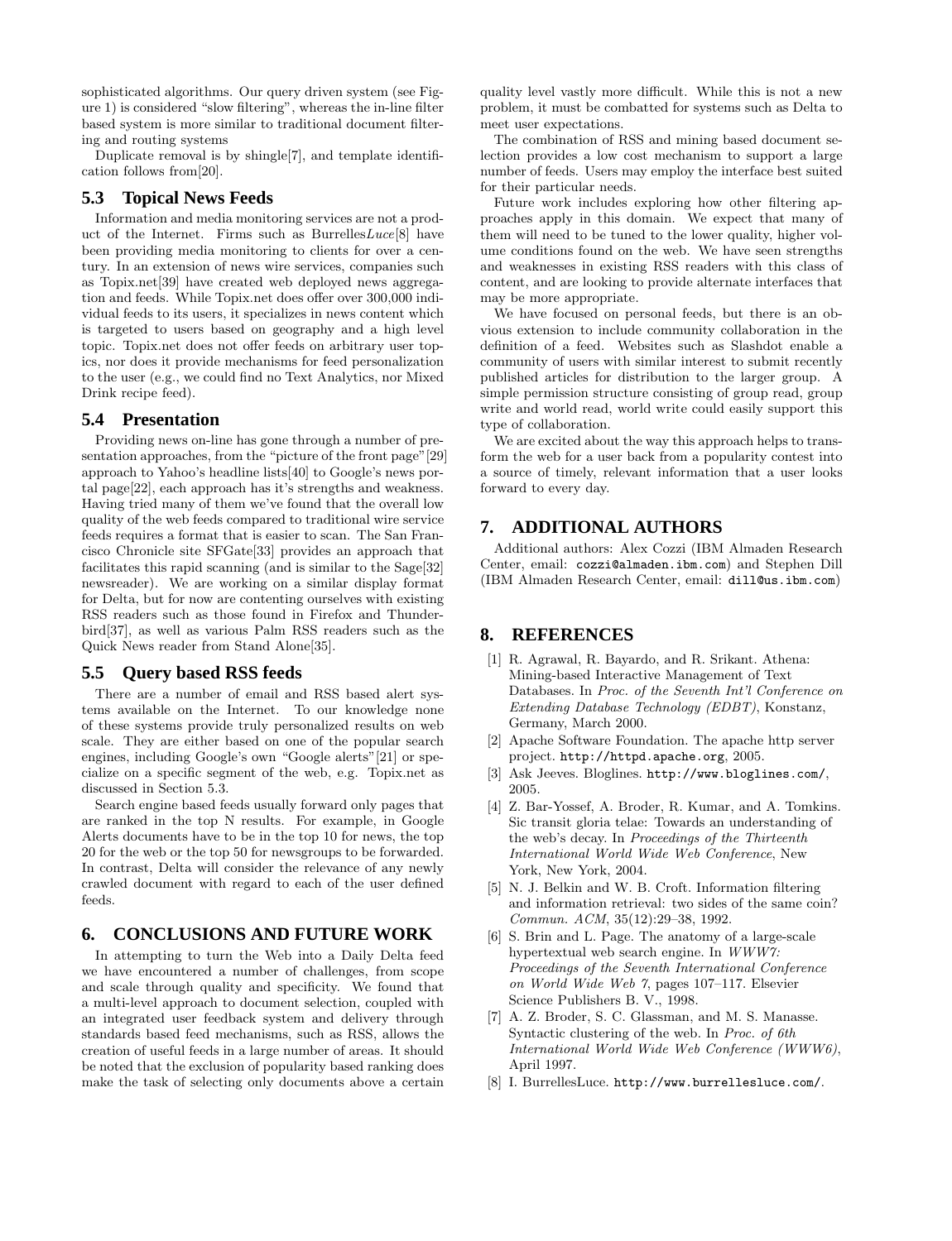sophisticated algorithms. Our query driven system (see Figure 1) is considered "slow filtering", whereas the in-line filter based system is more similar to traditional document filtering and routing systems

Duplicate removal is by shingle[7], and template identification follows from[20].

## 5.3 Topical News Feeds

Information and media monitoring services are not a product of the Internet. Firms such as Burrelles*Luce*[8] have been providing media monitoring to clients for over a century. In an extension of news wire services, companies such as Topix.net[39] have created web deployed news aggregation and feeds. While Topix.net does offer over 300,000 individual feeds to its users, it specializes in news content which is targeted to users based on geography and a high level topic. Topix.net does not offer feeds on arbitrary user topics, nor does it provide mechanisms for feed personalization to the user (e.g., we could find no Text Analytics, nor Mixed Drink recipe feed).

## 5.4 Presentation

Providing news on-line has gone through a number of presentation approaches, from the "picture of the front page"[29] approach to Yahoo's headline lists[40] to Google's news portal page[22], each approach has it's strengths and weakness. Having tried many of them we've found that the overall low quality of the web feeds compared to traditional wire service feeds requires a format that is easier to scan. The San Francisco Chronicle site SFGate[33] provides an approach that facilitates this rapid scanning (and is similar to the Sage[32] newsreader). We are working on a similar display format for Delta, but for now are contenting ourselves with existing RSS readers such as those found in Firefox and Thunderbird[37], as well as various Palm RSS readers such as the Quick News reader from Stand Alone[35].

## 5.5 Query based RSS feeds

There are a number of email and RSS based alert systems available on the Internet. To our knowledge none of these systems provide truly personalized results on web scale. They are either based on one of the popular search engines, including Google's own "Google alerts"[21] or specialize on a specific segment of the web, e.g. Topix.net as discussed in Section 5.3.

Search engine based feeds usually forward only pages that are ranked in the top N results. For example, in Google Alerts documents have to be in the top 10 for news, the top 20 for the web or the top 50 for newsgroups to be forwarded. In contrast, Delta will consider the relevance of any newly crawled document with regard to each of the user defined feeds.

# 6. CONCLUSIONS AND FUTURE WORK

In attempting to turn the Web into a Daily Delta feed we have encountered a number of challenges, from scope and scale through quality and specificity. We found that a multi-level approach to document selection, coupled with an integrated user feedback system and delivery through standards based feed mechanisms, such as RSS, allows the creation of useful feeds in a large number of areas. It should be noted that the exclusion of popularity based ranking does make the task of selecting only documents above a certain quality level vastly more difficult. While this is not a new problem, it must be combatted for systems such as Delta to meet user expectations.

The combination of RSS and mining based document selection provides a low cost mechanism to support a large number of feeds. Users may employ the interface best suited for their particular needs.

Future work includes exploring how other filtering approaches apply in this domain. We expect that many of them will need to be tuned to the lower quality, higher volume conditions found on the web. We have seen strengths and weaknesses in existing RSS readers with this class of content, and are looking to provide alternate interfaces that may be more appropriate.

We have focused on personal feeds, but there is an obvious extension to include community collaboration in the definition of a feed. Websites such as Slashdot enable a community of users with similar interest to submit recently published articles for distribution to the larger group. A simple permission structure consisting of group read, group write and world read, world write could easily support this type of collaboration.

We are excited about the way this approach helps to transform the web for a user back from a popularity contest into a source of timely, relevant information that a user looks forward to every day.

# 7. ADDITIONAL AUTHORS

Additional authors: Alex Cozzi (IBM Almaden Research Center, email: `cozzi@almaden.ibm.com`) and Stephen Dill (IBM Almaden Research Center, email: `dill@us.ibm.com`)

# 8. REFERENCES

[1] R. Agrawal, R. Bayardo, and R. Srikant. Athena: Mining-based Interactive Management of Text Databases. In *Proc. of the Seventh Int'l Conference on Extending Database Technology (EDBT)*, Konstanz, Germany, March 2000.

[2] Apache Software Foundation. The apache http server project. `http://httpd.apache.org`, 2005.

[3] Ask Jeeves. Bloglines. `http://www.bloglines.com/`, 2005.

[4] Z. Bar-Yossef, A. Broder, R. Kumar, and A. Tomkins. Sic transit gloria telae: Towards an understanding of the web's decay. In *Proceedings of the Thirteenth International World Wide Web Conference*, New York, New York, 2004.

[5] N. J. Belkin and W. B. Croft. Information filtering and information retrieval: two sides of the same coin? *Commun. ACM*, 35(12):29–38, 1992.

[6] S. Brin and L. Page. The anatomy of a large-scale hypertextual web search engine. In *WWW7: Proceedings of the Seventh International Conference on World Wide Web 7*, pages 107–117. Elsevier Science Publishers B. V., 1998.

[7] A. Z. Broder, S. C. Glassman, and M. S. Manasse. Syntactic clustering of the web. In *Proc. of 6th International World Wide Web Conference (WWW6)*, April 1997.

[8] I. BurrellesLuce. `http://www.burrellesluce.com/`.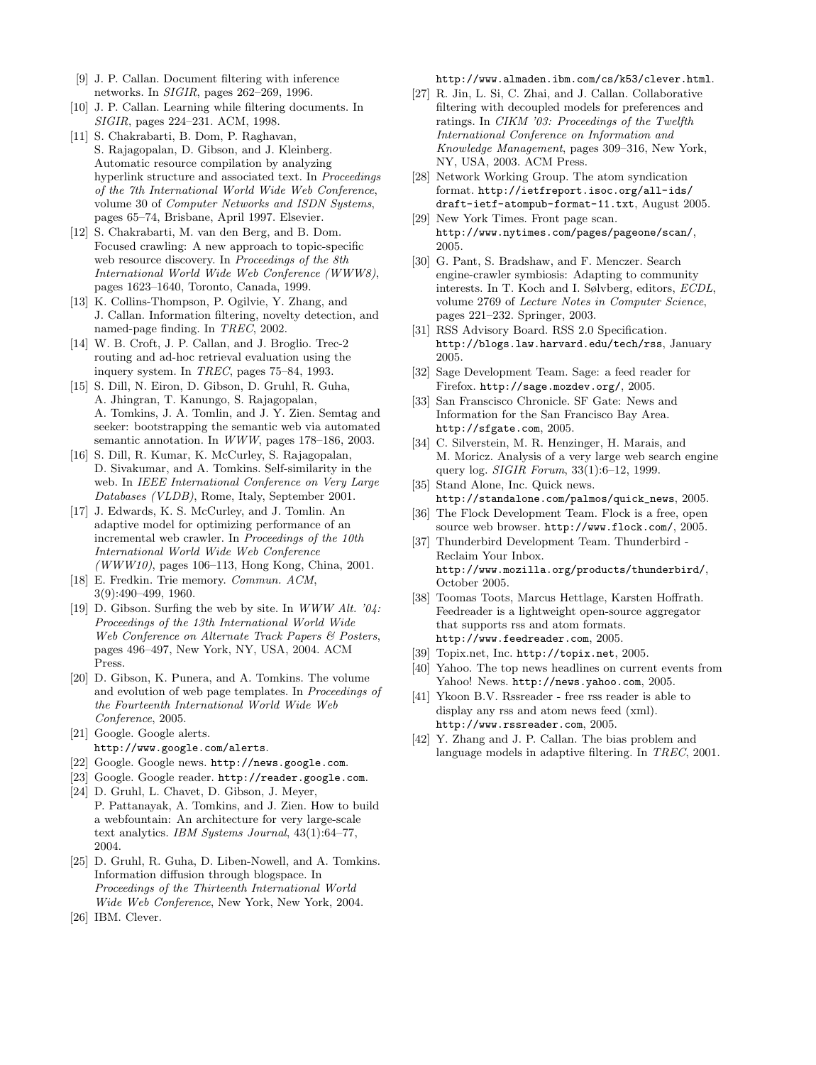[9] J. P. Callan. Document filtering with inference networks. In *SIGIR*, pages 262–269, 1996.

[10] J. P. Callan. Learning while filtering documents. In *SIGIR*, pages 224–231. ACM, 1998.

[11] S. Chakrabarti, B. Dom, P. Raghavan, S. Rajagopalan, D. Gibson, and J. Kleinberg. Automatic resource compilation by analyzing hyperlink structure and associated text. In *Proceedings of the 7th International World Wide Web Conference*, volume 30 of *Computer Networks and ISDN Systems*, pages 65–74, Brisbane, April 1997. Elsevier.

[12] S. Chakrabarti, M. van den Berg, and B. Dom. Focused crawling: A new approach to topic-specific web resource discovery. In *Proceedings of the 8th International World Wide Web Conference (WWW8)*, pages 1623–1640, Toronto, Canada, 1999.

[13] K. Collins-Thompson, P. Ogilvie, Y. Zhang, and J. Callan. Information filtering, novelty detection, and named-page finding. In *TREC*, 2002.

[14] W. B. Croft, J. P. Callan, and J. Broglio. Trec-2 routing and ad-hoc retrieval evaluation using the inquery system. In *TREC*, pages 75–84, 1993.

[15] S. Dill, N. Eiron, D. Gibson, D. Gruhl, R. Guha, A. Jhingran, T. Kanungo, S. Rajagopalan, A. Tomkins, J. A. Tomlin, and J. Y. Zien. Semtag and seeker: bootstrapping the semantic web via automated semantic annotation. In *WWW*, pages 178–186, 2003.

[16] S. Dill, R. Kumar, K. McCurley, S. Rajagopalan, D. Sivakumar, and A. Tomkins. Self-similarity in the web. In *IEEE International Conference on Very Large Databases (VLDB)*, Rome, Italy, September 2001.

[17] J. Edwards, K. S. McCurley, and J. Tomlin. An adaptive model for optimizing performance of an incremental web crawler. In *Proceedings of the 10th International World Wide Web Conference (WWW10)*, pages 106–113, Hong Kong, China, 2001.

[18] E. Fredkin. Trie memory. *Commun. ACM*, 3(9):490–499, 1960.

[19] D. Gibson. Surfing the web by site. In *WWW Alt. '04: Proceedings of the 13th International World Wide Web Conference on Alternate Track Papers & Posters*, pages 496–497, New York, NY, USA, 2004. ACM Press.

[20] D. Gibson, K. Punera, and A. Tomkins. The volume and evolution of web page templates. In *Proceedings of the Fourteenth International World Wide Web Conference*, 2005.

[21] Google. Google alerts. http://www.google.com/alerts.

[22] Google. Google news. http://news.google.com.

[23] Google. Google reader. http://reader.google.com.

[24] D. Gruhl, L. Chavet, D. Gibson, J. Meyer, P. Pattanayak, A. Tomkins, and J. Zien. How to build a webfountain: An architecture for very large-scale text analytics. *IBM Systems Journal*, 43(1):64–77, 2004.

[25] D. Gruhl, R. Guha, D. Liben-Nowell, and A. Tomkins. Information diffusion through blogspace. In *Proceedings of the Thirteenth International World Wide Web Conference*, New York, New York, 2004.

[26] IBM. Clever. http://www.almaden.ibm.com/cs/k53/clever.html.

[27] R. Jin, L. Si, C. Zhai, and J. Callan. Collaborative filtering with decoupled models for preferences and ratings. In *CIKM '03: Proceedings of the Twelfth International Conference on Information and Knowledge Management*, pages 309–316, New York, NY, USA, 2003. ACM Press.

[28] Network Working Group. The atom syndication format. http://ietfreport.isoc.org/all-ids/draft-ietf-atompub-format-11.txt, August 2005.

[29] New York Times. Front page scan. http://www.nytimes.com/pages/pageone/scan/, 2005.

[30] G. Pant, S. Bradshaw, and F. Menczer. Search engine-crawler symbiosis: Adapting to community interests. In T. Koch and I. Sølvberg, editors, *ECDL*, volume 2769 of *Lecture Notes in Computer Science*, pages 221–232. Springer, 2003.

[31] RSS Advisory Board. RSS 2.0 Specification. http://blogs.law.harvard.edu/tech/rss, January 2005.

[32] Sage Development Team. Sage: a feed reader for Firefox. http://sage.mozdev.org/, 2005.

[33] San Franscisco Chronicle. SF Gate: News and Information for the San Francisco Bay Area. http://sfgate.com, 2005.

[34] C. Silverstein, M. R. Henzinger, H. Marais, and M. Moricz. Analysis of a very large web search engine query log. *SIGIR Forum*, 33(1):6–12, 1999.

[35] Stand Alone, Inc. Quick news. http://standalone.com/palmos/quick_news, 2005.

[36] The Flock Development Team. Flock is a free, open source web browser. http://www.flock.com/, 2005.

[37] Thunderbird Development Team. Thunderbird - Reclaim Your Inbox. http://www.mozilla.org/products/thunderbird/, October 2005.

[38] Toomas Toots, Marcus Hettlage, Karsten Hoffrath. Feedreader is a lightweight open-source aggregator that supports rss and atom formats. http://www.feedreader.com, 2005.

[39] Topix.net, Inc. http://topix.net, 2005.

[40] Yahoo. The top news headlines on current events from Yahoo! News. http://news.yahoo.com, 2005.

[41] Ykoon B.V. Rssreader - free rss reader is able to display any rss and atom news feed (xml). http://www.rssreader.com, 2005.

[42] Y. Zhang and J. P. Callan. The bias problem and language models in adaptive filtering. In *TREC*, 2001.